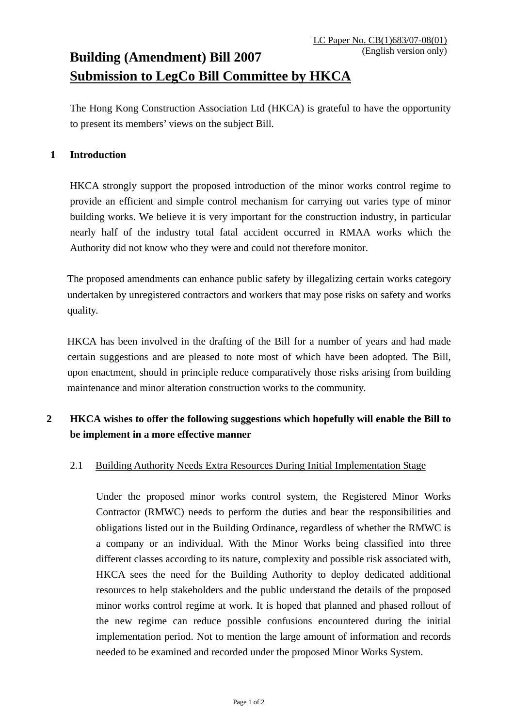LC Paper No. CB(1)683/07-08(01)
(English version only)

# Building (Amendment) Bill 2007
# Submission to LegCo Bill Committee by HKCA

The Hong Kong Construction Association Ltd (HKCA) is grateful to have the opportunity to present its members' views on the subject Bill.

## 1 Introduction

HKCA strongly support the proposed introduction of the minor works control regime to provide an efficient and simple control mechanism for carrying out varies type of minor building works. We believe it is very important for the construction industry, in particular nearly half of the industry total fatal accident occurred in RMAA works which the Authority did not know who they were and could not therefore monitor.

The proposed amendments can enhance public safety by illegalizing certain works category undertaken by unregistered contractors and workers that may pose risks on safety and works quality.

HKCA has been involved in the drafting of the Bill for a number of years and had made certain suggestions and are pleased to note most of which have been adopted. The Bill, upon enactment, should in principle reduce comparatively those risks arising from building maintenance and minor alteration construction works to the community.

## 2 HKCA wishes to offer the following suggestions which hopefully will enable the Bill to be implement in a more effective manner

### 2.1 Building Authority Needs Extra Resources During Initial Implementation Stage

Under the proposed minor works control system, the Registered Minor Works Contractor (RMWC) needs to perform the duties and bear the responsibilities and obligations listed out in the Building Ordinance, regardless of whether the RMWC is a company or an individual. With the Minor Works being classified into three different classes according to its nature, complexity and possible risk associated with, HKCA sees the need for the Building Authority to deploy dedicated additional resources to help stakeholders and the public understand the details of the proposed minor works control regime at work. It is hoped that planned and phased rollout of the new regime can reduce possible confusions encountered during the initial implementation period. Not to mention the large amount of information and records needed to be examined and recorded under the proposed Minor Works System.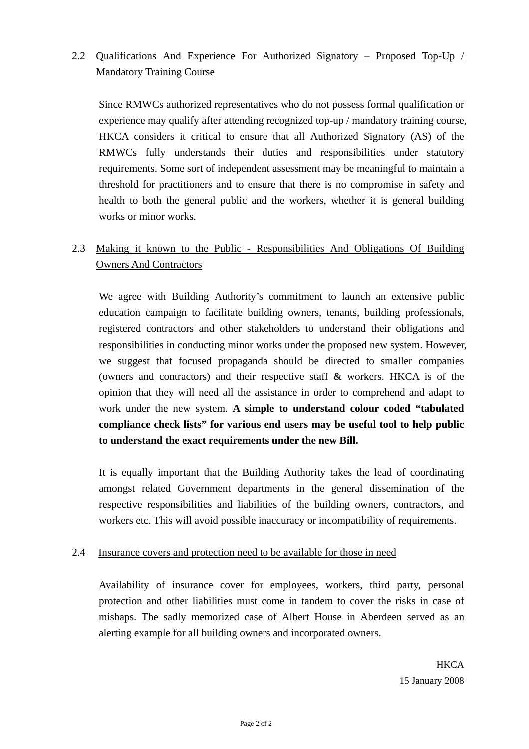2.2 Qualifications And Experience For Authorized Signatory – Proposed Top-Up / Mandatory Training Course

Since RMWCs authorized representatives who do not possess formal qualification or experience may qualify after attending recognized top-up / mandatory training course, HKCA considers it critical to ensure that all Authorized Signatory (AS) of the RMWCs fully understands their duties and responsibilities under statutory requirements. Some sort of independent assessment may be meaningful to maintain a threshold for practitioners and to ensure that there is no compromise in safety and health to both the general public and the workers, whether it is general building works or minor works.

2.3 Making it known to the Public - Responsibilities And Obligations Of Building Owners And Contractors

We agree with Building Authority's commitment to launch an extensive public education campaign to facilitate building owners, tenants, building professionals, registered contractors and other stakeholders to understand their obligations and responsibilities in conducting minor works under the proposed new system. However, we suggest that focused propaganda should be directed to smaller companies (owners and contractors) and their respective staff & workers. HKCA is of the opinion that they will need all the assistance in order to comprehend and adapt to work under the new system. **A simple to understand colour coded "tabulated compliance check lists" for various end users may be useful tool to help public to understand the exact requirements under the new Bill.**

It is equally important that the Building Authority takes the lead of coordinating amongst related Government departments in the general dissemination of the respective responsibilities and liabilities of the building owners, contractors, and workers etc. This will avoid possible inaccuracy or incompatibility of requirements.

2.4 Insurance covers and protection need to be available for those in need

Availability of insurance cover for employees, workers, third party, personal protection and other liabilities must come in tandem to cover the risks in case of mishaps. The sadly memorized case of Albert House in Aberdeen served as an alerting example for all building owners and incorporated owners.

HKCA
15 January 2008